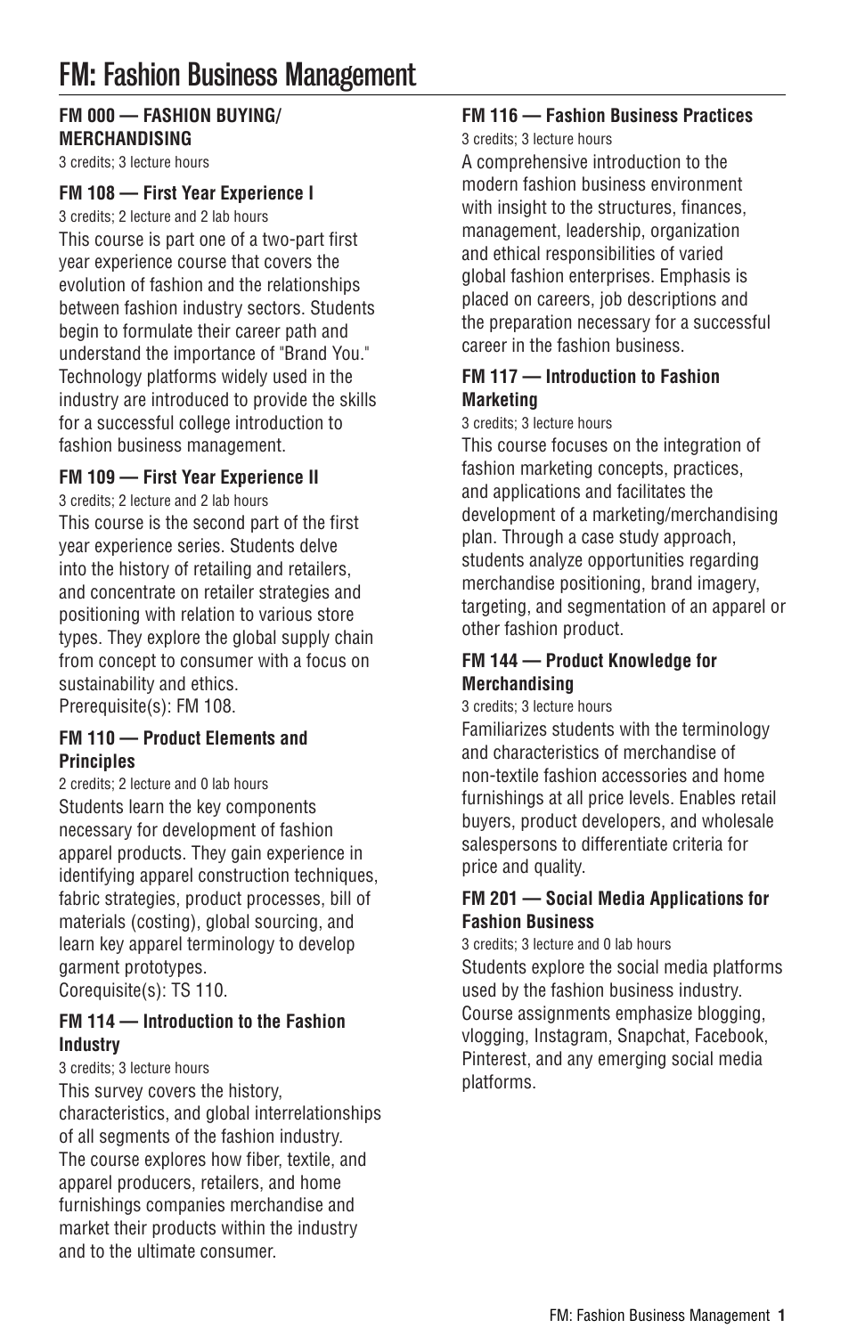# FM: Fashion Business Management

### FM 000 — FASHION BUYING/ MERCHANDISING

3 credits; 3 lecture hours

### FM 108 — First Year Experience I

3 credits; 2 lecture and 2 lab hours

This course is part one of a two-part first year experience course that covers the evolution of fashion and the relationships between fashion industry sectors. Students begin to formulate their career path and understand the importance of "Brand You." Technology platforms widely used in the industry are introduced to provide the skills for a successful college introduction to fashion business management.

### FM 109 — First Year Experience II

3 credits; 2 lecture and 2 lab hours

This course is the second part of the first year experience series. Students delve into the history of retailing and retailers, and concentrate on retailer strategies and positioning with relation to various store types. They explore the global supply chain from concept to consumer with a focus on sustainability and ethics.

Prerequisite(s): FM 108.

### FM 110 — Product Elements and Principles

2 credits; 2 lecture and 0 lab hours

Students learn the key components necessary for development of fashion apparel products. They gain experience in identifying apparel construction techniques, fabric strategies, product processes, bill of materials (costing), global sourcing, and learn key apparel terminology to develop garment prototypes.

Corequisite(s): TS 110.

### FM 114 — Introduction to the Fashion Industry

3 credits; 3 lecture hours

This survey covers the history, characteristics, and global interrelationships of all segments of the fashion industry. The course explores how fiber, textile, and apparel producers, retailers, and home furnishings companies merchandise and market their products within the industry and to the ultimate consumer.

### FM 116 — Fashion Business Practices

3 credits; 3 lecture hours

A comprehensive introduction to the modern fashion business environment with insight to the structures, finances, management, leadership, organization and ethical responsibilities of varied global fashion enterprises. Emphasis is placed on careers, job descriptions and the preparation necessary for a successful career in the fashion business.

### FM 117 — Introduction to Fashion Marketing

3 credits; 3 lecture hours

This course focuses on the integration of fashion marketing concepts, practices, and applications and facilitates the development of a marketing/merchandising plan. Through a case study approach, students analyze opportunities regarding merchandise positioning, brand imagery, targeting, and segmentation of an apparel or other fashion product.

### FM 144 — Product Knowledge for Merchandising

3 credits; 3 lecture hours

Familiarizes students with the terminology and characteristics of merchandise of non-textile fashion accessories and home furnishings at all price levels. Enables retail buyers, product developers, and wholesale salespersons to differentiate criteria for price and quality.

### FM 201 — Social Media Applications for Fashion Business

3 credits; 3 lecture and 0 lab hours

Students explore the social media platforms used by the fashion business industry. Course assignments emphasize blogging, vlogging, Instagram, Snapchat, Facebook, Pinterest, and any emerging social media platforms.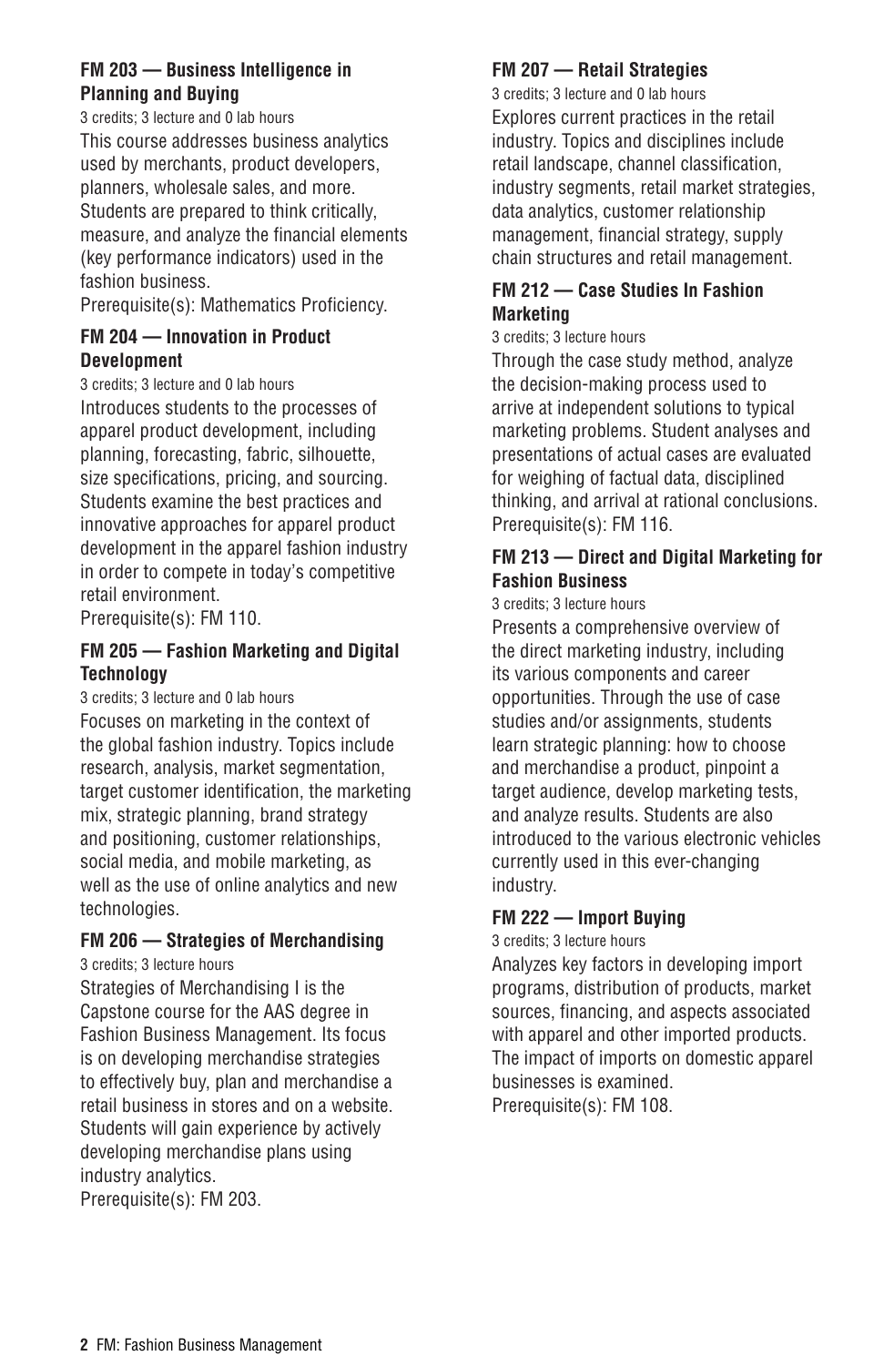### FM 203 — Business Intelligence in Planning and Buying

3 credits; 3 lecture and 0 lab hours

This course addresses business analytics used by merchants, product developers, planners, wholesale sales, and more. Students are prepared to think critically, measure, and analyze the financial elements (key performance indicators) used in the fashion business.

Prerequisite(s): Mathematics Proficiency.

### FM 204 — Innovation in Product Development

3 credits; 3 lecture and 0 lab hours

Introduces students to the processes of apparel product development, including planning, forecasting, fabric, silhouette, size specifications, pricing, and sourcing. Students examine the best practices and innovative approaches for apparel product development in the apparel fashion industry in order to compete in today's competitive retail environment.

Prerequisite(s): FM 110.

### FM 205 — Fashion Marketing and Digital Technology

3 credits; 3 lecture and 0 lab hours

Focuses on marketing in the context of the global fashion industry. Topics include research, analysis, market segmentation, target customer identification, the marketing mix, strategic planning, brand strategy and positioning, customer relationships, social media, and mobile marketing, as well as the use of online analytics and new technologies.

### FM 206 — Strategies of Merchandising

3 credits; 3 lecture hours

Strategies of Merchandising I is the Capstone course for the AAS degree in Fashion Business Management. Its focus is on developing merchandise strategies to effectively buy, plan and merchandise a retail business in stores and on a website. Students will gain experience by actively developing merchandise plans using industry analytics.

Prerequisite(s): FM 203.

### FM 207 — Retail Strategies

3 credits; 3 lecture and 0 lab hours

Explores current practices in the retail industry. Topics and disciplines include retail landscape, channel classification, industry segments, retail market strategies, data analytics, customer relationship management, financial strategy, supply chain structures and retail management.

### FM 212 — Case Studies In Fashion Marketing

3 credits; 3 lecture hours

Through the case study method, analyze the decision-making process used to arrive at independent solutions to typical marketing problems. Student analyses and presentations of actual cases are evaluated for weighing of factual data, disciplined thinking, and arrival at rational conclusions.

Prerequisite(s): FM 116.

### FM 213 — Direct and Digital Marketing for Fashion Business

3 credits; 3 lecture hours

Presents a comprehensive overview of the direct marketing industry, including its various components and career opportunities. Through the use of case studies and/or assignments, students learn strategic planning: how to choose and merchandise a product, pinpoint a target audience, develop marketing tests, and analyze results. Students are also introduced to the various electronic vehicles currently used in this ever-changing industry.

### FM 222 — Import Buying

3 credits; 3 lecture hours

Analyzes key factors in developing import programs, distribution of products, market sources, financing, and aspects associated with apparel and other imported products. The impact of imports on domestic apparel businesses is examined.

Prerequisite(s): FM 108.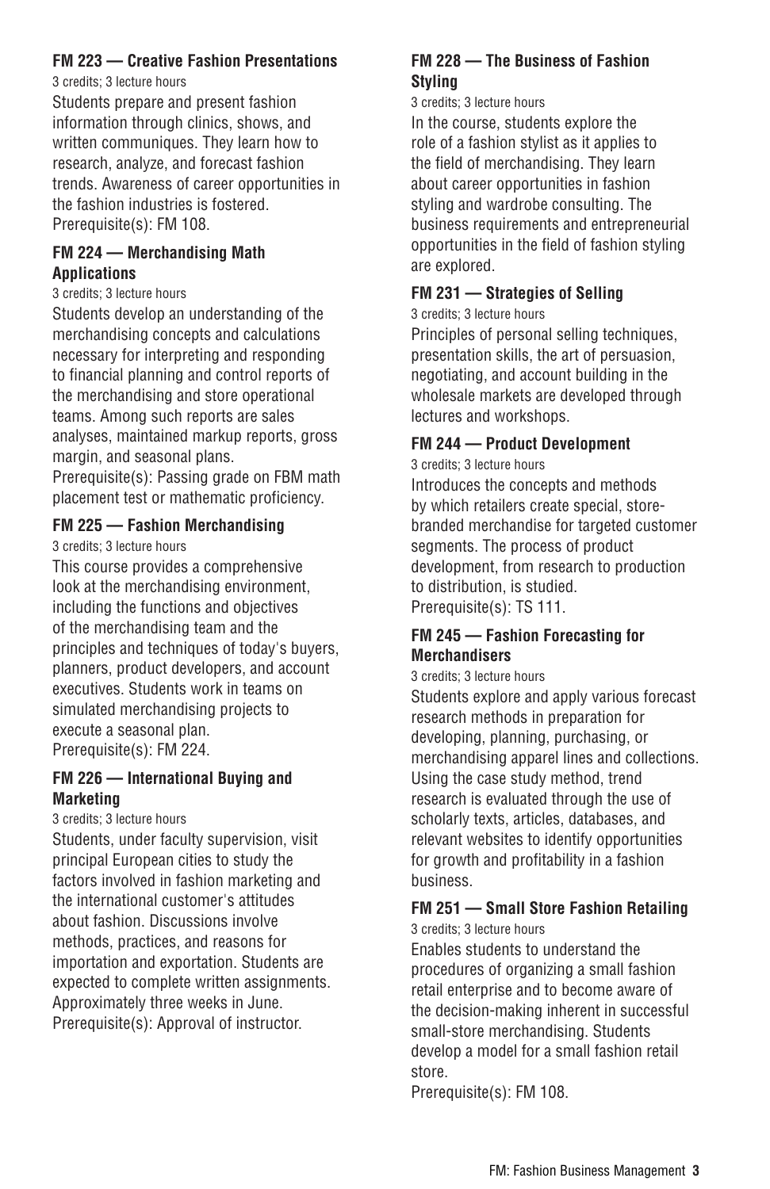### FM 223 — Creative Fashion Presentations

3 credits; 3 lecture hours

Students prepare and present fashion information through clinics, shows, and written communiques. They learn how to research, analyze, and forecast fashion trends. Awareness of career opportunities in the fashion industries is fostered.
Prerequisite(s): FM 108.

### FM 224 — Merchandising Math Applications

3 credits; 3 lecture hours

Students develop an understanding of the merchandising concepts and calculations necessary for interpreting and responding to financial planning and control reports of the merchandising and store operational teams. Among such reports are sales analyses, maintained markup reports, gross margin, and seasonal plans.
Prerequisite(s): Passing grade on FBM math placement test or mathematic proficiency.

### FM 225 — Fashion Merchandising

3 credits; 3 lecture hours

This course provides a comprehensive look at the merchandising environment, including the functions and objectives of the merchandising team and the principles and techniques of today's buyers, planners, product developers, and account executives. Students work in teams on simulated merchandising projects to execute a seasonal plan.
Prerequisite(s): FM 224.

### FM 226 — International Buying and Marketing

3 credits; 3 lecture hours

Students, under faculty supervision, visit principal European cities to study the factors involved in fashion marketing and the international customer's attitudes about fashion. Discussions involve methods, practices, and reasons for importation and exportation. Students are expected to complete written assignments. Approximately three weeks in June.
Prerequisite(s): Approval of instructor.

### FM 228 — The Business of Fashion Styling

3 credits; 3 lecture hours

In the course, students explore the role of a fashion stylist as it applies to the field of merchandising. They learn about career opportunities in fashion styling and wardrobe consulting. The business requirements and entrepreneurial opportunities in the field of fashion styling are explored.

### FM 231 — Strategies of Selling

3 credits; 3 lecture hours

Principles of personal selling techniques, presentation skills, the art of persuasion, negotiating, and account building in the wholesale markets are developed through lectures and workshops.

### FM 244 — Product Development

3 credits; 3 lecture hours

Introduces the concepts and methods by which retailers create special, store-branded merchandise for targeted customer segments. The process of product development, from research to production to distribution, is studied.
Prerequisite(s): TS 111.

### FM 245 — Fashion Forecasting for Merchandisers

3 credits; 3 lecture hours

Students explore and apply various forecast research methods in preparation for developing, planning, purchasing, or merchandising apparel lines and collections. Using the case study method, trend research is evaluated through the use of scholarly texts, articles, databases, and relevant websites to identify opportunities for growth and profitability in a fashion business.

### FM 251 — Small Store Fashion Retailing

3 credits; 3 lecture hours

Enables students to understand the procedures of organizing a small fashion retail enterprise and to become aware of the decision-making inherent in successful small-store merchandising. Students develop a model for a small fashion retail store.
Prerequisite(s): FM 108.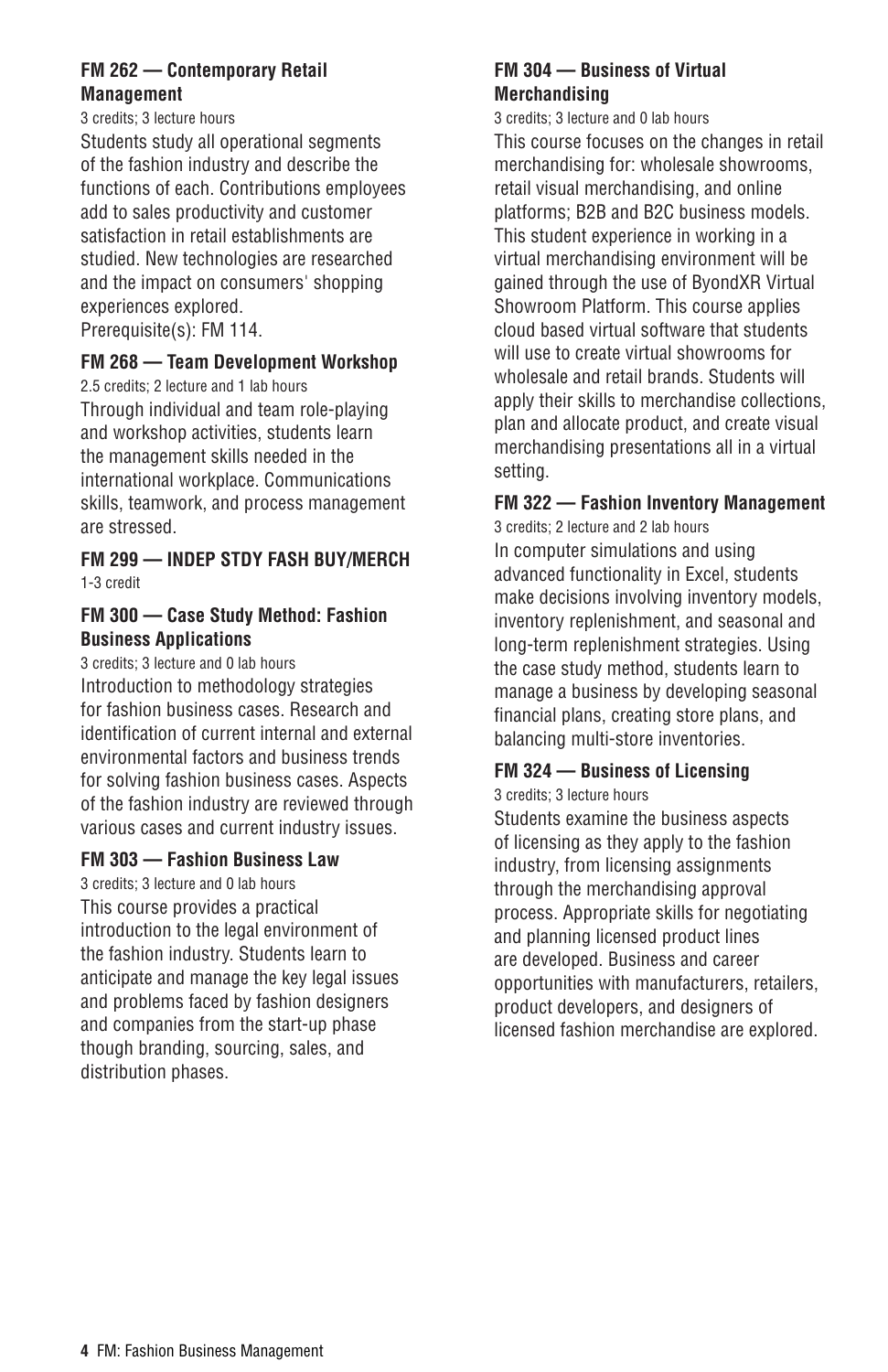### FM 262 — Contemporary Retail Management

3 credits; 3 lecture hours

Students study all operational segments of the fashion industry and describe the functions of each. Contributions employees add to sales productivity and customer satisfaction in retail establishments are studied. New technologies are researched and the impact on consumers' shopping experiences explored.

Prerequisite(s): FM 114.

### FM 268 — Team Development Workshop

2.5 credits; 2 lecture and 1 lab hours

Through individual and team role-playing and workshop activities, students learn the management skills needed in the international workplace. Communications skills, teamwork, and process management are stressed.

### FM 299 — INDEP STDY FASH BUY/MERCH

1-3 credit

### FM 300 — Case Study Method: Fashion Business Applications

3 credits; 3 lecture and 0 lab hours

Introduction to methodology strategies for fashion business cases. Research and identification of current internal and external environmental factors and business trends for solving fashion business cases. Aspects of the fashion industry are reviewed through various cases and current industry issues.

### FM 303 — Fashion Business Law

3 credits; 3 lecture and 0 lab hours

This course provides a practical introduction to the legal environment of the fashion industry. Students learn to anticipate and manage the key legal issues and problems faced by fashion designers and companies from the start-up phase though branding, sourcing, sales, and distribution phases.

### FM 304 — Business of Virtual Merchandising

3 credits; 3 lecture and 0 lab hours

This course focuses on the changes in retail merchandising for: wholesale showrooms, retail visual merchandising, and online platforms; B2B and B2C business models. This student experience in working in a virtual merchandising environment will be gained through the use of ByondXR Virtual Showroom Platform. This course applies cloud based virtual software that students will use to create virtual showrooms for wholesale and retail brands. Students will apply their skills to merchandise collections, plan and allocate product, and create visual merchandising presentations all in a virtual setting.

### FM 322 — Fashion Inventory Management

3 credits; 2 lecture and 2 lab hours

In computer simulations and using advanced functionality in Excel, students make decisions involving inventory models, inventory replenishment, and seasonal and long-term replenishment strategies. Using the case study method, students learn to manage a business by developing seasonal financial plans, creating store plans, and balancing multi-store inventories.

### FM 324 — Business of Licensing

3 credits; 3 lecture hours

Students examine the business aspects of licensing as they apply to the fashion industry, from licensing assignments through the merchandising approval process. Appropriate skills for negotiating and planning licensed product lines are developed. Business and career opportunities with manufacturers, retailers, product developers, and designers of licensed fashion merchandise are explored.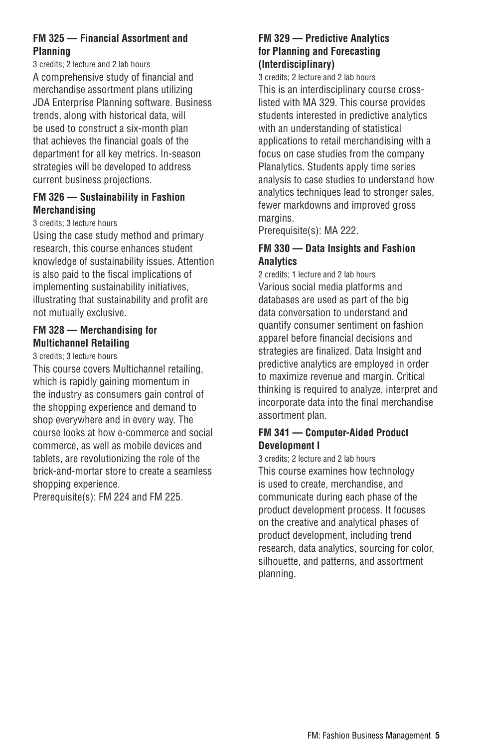### FM 325 — Financial Assortment and Planning

3 credits; 2 lecture and 2 lab hours

A comprehensive study of financial and merchandise assortment plans utilizing JDA Enterprise Planning software. Business trends, along with historical data, will be used to construct a six-month plan that achieves the financial goals of the department for all key metrics. In-season strategies will be developed to address current business projections.

### FM 326 — Sustainability in Fashion Merchandising

3 credits; 3 lecture hours

Using the case study method and primary research, this course enhances student knowledge of sustainability issues. Attention is also paid to the fiscal implications of implementing sustainability initiatives, illustrating that sustainability and profit are not mutually exclusive.

### FM 328 — Merchandising for Multichannel Retailing

3 credits; 3 lecture hours

This course covers Multichannel retailing, which is rapidly gaining momentum in the industry as consumers gain control of the shopping experience and demand to shop everywhere and in every way. The course looks at how e-commerce and social commerce, as well as mobile devices and tablets, are revolutionizing the role of the brick-and-mortar store to create a seamless shopping experience.

Prerequisite(s): FM 224 and FM 225.

### FM 329 — Predictive Analytics for Planning and Forecasting (Interdisciplinary)

3 credits; 2 lecture and 2 lab hours

This is an interdisciplinary course cross-listed with MA 329. This course provides students interested in predictive analytics with an understanding of statistical applications to retail merchandising with a focus on case studies from the company Planalytics. Students apply time series analysis to case studies to understand how analytics techniques lead to stronger sales, fewer markdowns and improved gross margins.

Prerequisite(s): MA 222.

### FM 330 — Data Insights and Fashion Analytics

2 credits; 1 lecture and 2 lab hours

Various social media platforms and databases are used as part of the big data conversation to understand and quantify consumer sentiment on fashion apparel before financial decisions and strategies are finalized. Data Insight and predictive analytics are employed in order to maximize revenue and margin. Critical thinking is required to analyze, interpret and incorporate data into the final merchandise assortment plan.

### FM 341 — Computer-Aided Product Development I

3 credits; 2 lecture and 2 lab hours

This course examines how technology is used to create, merchandise, and communicate during each phase of the product development process. It focuses on the creative and analytical phases of product development, including trend research, data analytics, sourcing for color, silhouette, and patterns, and assortment planning.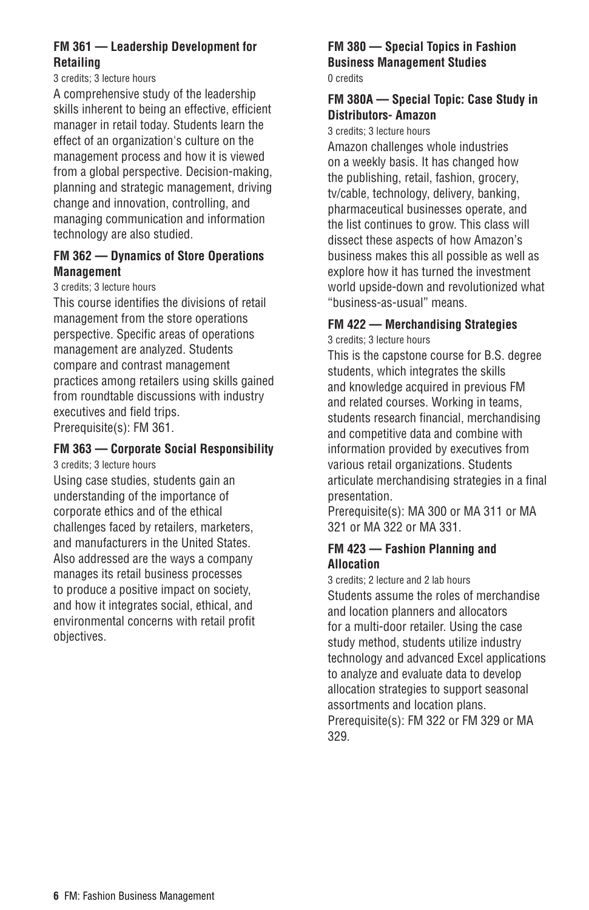**FM 361 — Leadership Development for Retailing**

3 credits; 3 lecture hours

A comprehensive study of the leadership skills inherent to being an effective, efficient manager in retail today. Students learn the effect of an organization's culture on the management process and how it is viewed from a global perspective. Decision-making, planning and strategic management, driving change and innovation, controlling, and managing communication and information technology are also studied.

**FM 362 — Dynamics of Store Operations Management**

3 credits; 3 lecture hours

This course identifies the divisions of retail management from the store operations perspective. Specific areas of operations management are analyzed. Students compare and contrast management practices among retailers using skills gained from roundtable discussions with industry executives and field trips.
Prerequisite(s): FM 361.

**FM 363 — Corporate Social Responsibility**

3 credits; 3 lecture hours

Using case studies, students gain an understanding of the importance of corporate ethics and of the ethical challenges faced by retailers, marketers, and manufacturers in the United States. Also addressed are the ways a company manages its retail business processes to produce a positive impact on society, and how it integrates social, ethical, and environmental concerns with retail profit objectives.

**FM 380 — Special Topics in Fashion Business Management Studies**

0 credits

**FM 380A — Special Topic: Case Study in Distributors- Amazon**

3 credits; 3 lecture hours

Amazon challenges whole industries on a weekly basis. It has changed how the publishing, retail, fashion, grocery, tv/cable, technology, delivery, banking, pharmaceutical businesses operate, and the list continues to grow. This class will dissect these aspects of how Amazon's business makes this all possible as well as explore how it has turned the investment world upside-down and revolutionized what "business-as-usual" means.

**FM 422 — Merchandising Strategies**

3 credits; 3 lecture hours

This is the capstone course for B.S. degree students, which integrates the skills and knowledge acquired in previous FM and related courses. Working in teams, students research financial, merchandising and competitive data and combine with information provided by executives from various retail organizations. Students articulate merchandising strategies in a final presentation.
Prerequisite(s): MA 300 or MA 311 or MA 321 or MA 322 or MA 331.

**FM 423 — Fashion Planning and Allocation**

3 credits; 2 lecture and 2 lab hours

Students assume the roles of merchandise and location planners and allocators for a multi-door retailer. Using the case study method, students utilize industry technology and advanced Excel applications to analyze and evaluate data to develop allocation strategies to support seasonal assortments and location plans.
Prerequisite(s): FM 322 or FM 329 or MA 329.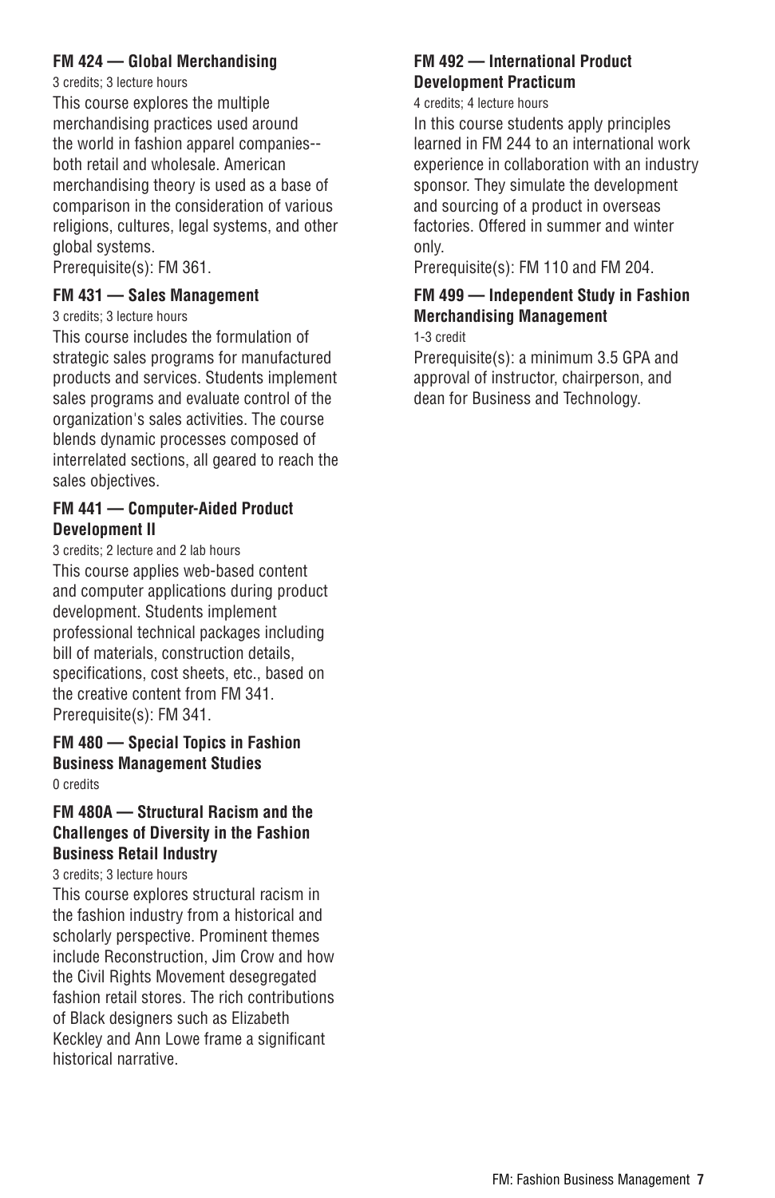**FM 424 — Global Merchandising**

3 credits; 3 lecture hours

This course explores the multiple merchandising practices used around the world in fashion apparel companies--both retail and wholesale. American merchandising theory is used as a base of comparison in the consideration of various religions, cultures, legal systems, and other global systems.

Prerequisite(s): FM 361.

**FM 431 — Sales Management**

3 credits; 3 lecture hours

This course includes the formulation of strategic sales programs for manufactured products and services. Students implement sales programs and evaluate control of the organization's sales activities. The course blends dynamic processes composed of interrelated sections, all geared to reach the sales objectives.

**FM 441 — Computer-Aided Product Development II**

3 credits; 2 lecture and 2 lab hours

This course applies web-based content and computer applications during product development. Students implement professional technical packages including bill of materials, construction details, specifications, cost sheets, etc., based on the creative content from FM 341.

Prerequisite(s): FM 341.

**FM 480 — Special Topics in Fashion Business Management Studies**

0 credits

**FM 480A — Structural Racism and the Challenges of Diversity in the Fashion Business Retail Industry**

3 credits; 3 lecture hours

This course explores structural racism in the fashion industry from a historical and scholarly perspective. Prominent themes include Reconstruction, Jim Crow and how the Civil Rights Movement desegregated fashion retail stores. The rich contributions of Black designers such as Elizabeth Keckley and Ann Lowe frame a significant historical narrative.

**FM 492 — International Product Development Practicum**

4 credits; 4 lecture hours

In this course students apply principles learned in FM 244 to an international work experience in collaboration with an industry sponsor. They simulate the development and sourcing of a product in overseas factories. Offered in summer and winter only.

Prerequisite(s): FM 110 and FM 204.

**FM 499 — Independent Study in Fashion Merchandising Management**

1-3 credit

Prerequisite(s): a minimum 3.5 GPA and approval of instructor, chairperson, and dean for Business and Technology.